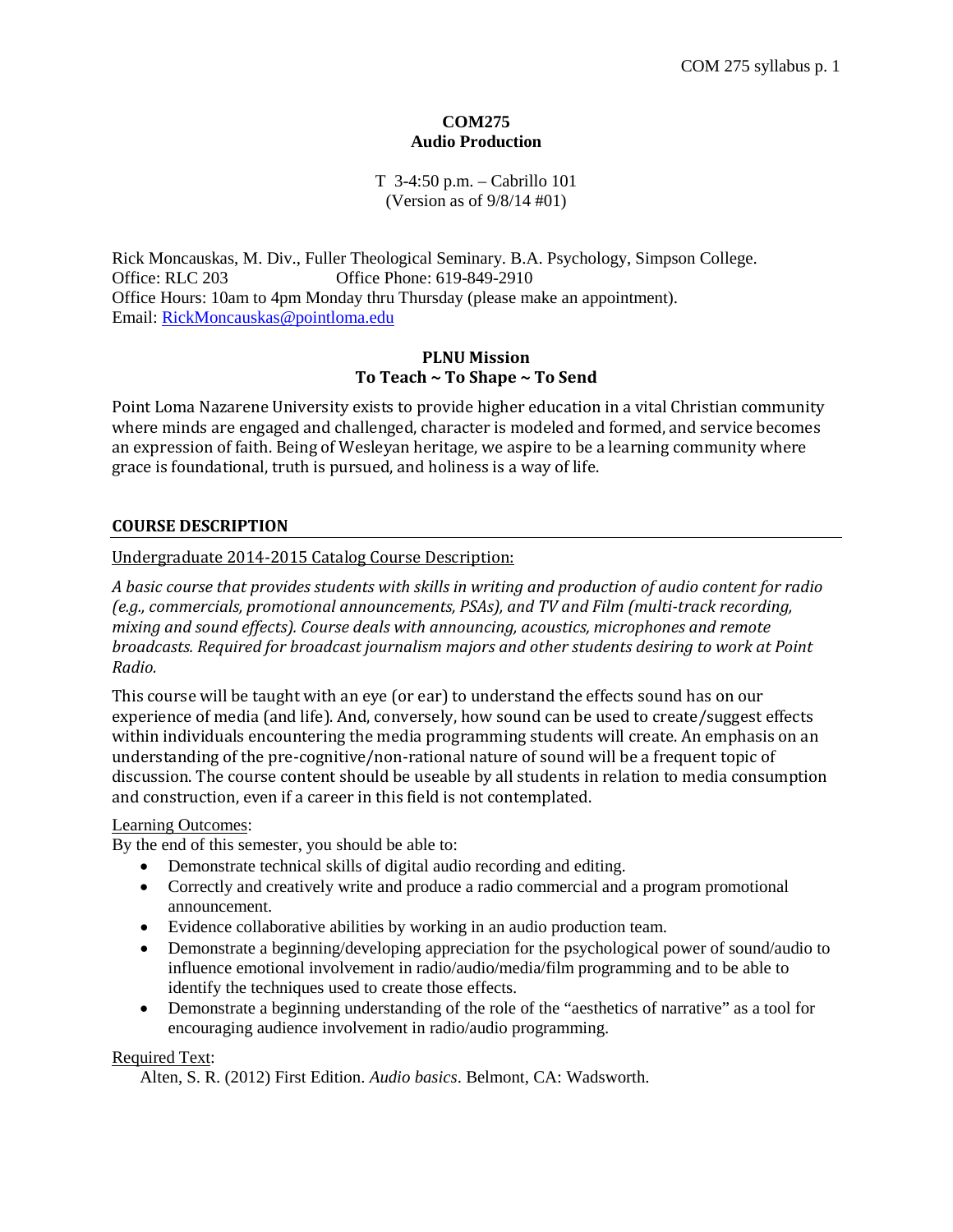# COM275
## Audio Production

T 3-4:50 p.m. – Cabrillo 101
(Version as of 9/8/14 #01)

Rick Moncauskas, M. Div., Fuller Theological Seminary. B.A. Psychology, Simpson College.
Office: RLC 203 Office Phone: 619-849-2910
Office Hours: 10am to 4pm Monday thru Thursday (please make an appointment).
Email: RickMoncauskas@pointloma.edu

### PLNU Mission
### To Teach ~ To Shape ~ To Send

Point Loma Nazarene University exists to provide higher education in a vital Christian community where minds are engaged and challenged, character is modeled and formed, and service becomes an expression of faith. Being of Wesleyan heritage, we aspire to be a learning community where grace is foundational, truth is pursued, and holiness is a way of life.

## COURSE DESCRIPTION

Undergraduate 2014-2015 Catalog Course Description:

*A basic course that provides students with skills in writing and production of audio content for radio (e.g., commercials, promotional announcements, PSAs), and TV and Film (multi-track recording, mixing and sound effects). Course deals with announcing, acoustics, microphones and remote broadcasts. Required for broadcast journalism majors and other students desiring to work at Point Radio.*

This course will be taught with an eye (or ear) to understand the effects sound has on our experience of media (and life). And, conversely, how sound can be used to create/suggest effects within individuals encountering the media programming students will create. An emphasis on an understanding of the pre-cognitive/non-rational nature of sound will be a frequent topic of discussion. The course content should be useable by all students in relation to media consumption and construction, even if a career in this field is not contemplated.

Learning Outcomes:
By the end of this semester, you should be able to:

- Demonstrate technical skills of digital audio recording and editing.
- Correctly and creatively write and produce a radio commercial and a program promotional announcement.
- Evidence collaborative abilities by working in an audio production team.
- Demonstrate a beginning/developing appreciation for the psychological power of sound/audio to influence emotional involvement in radio/audio/media/film programming and to be able to identify the techniques used to create those effects.
- Demonstrate a beginning understanding of the role of the "aesthetics of narrative" as a tool for encouraging audience involvement in radio/audio programming.

Required Text:

Alten, S. R. (2012) First Edition. *Audio basics*. Belmont, CA: Wadsworth.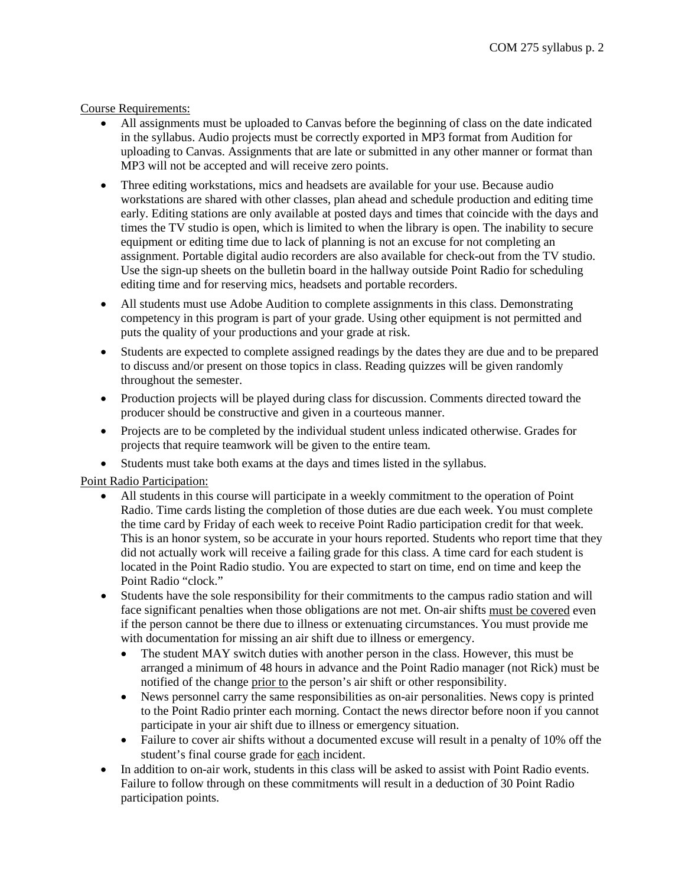Course Requirements:

- All assignments must be uploaded to Canvas before the beginning of class on the date indicated in the syllabus. Audio projects must be correctly exported in MP3 format from Audition for uploading to Canvas. Assignments that are late or submitted in any other manner or format than MP3 will not be accepted and will receive zero points.
- Three editing workstations, mics and headsets are available for your use. Because audio workstations are shared with other classes, plan ahead and schedule production and editing time early. Editing stations are only available at posted days and times that coincide with the days and times the TV studio is open, which is limited to when the library is open. The inability to secure equipment or editing time due to lack of planning is not an excuse for not completing an assignment. Portable digital audio recorders are also available for check-out from the TV studio. Use the sign-up sheets on the bulletin board in the hallway outside Point Radio for scheduling editing time and for reserving mics, headsets and portable recorders.
- All students must use Adobe Audition to complete assignments in this class. Demonstrating competency in this program is part of your grade. Using other equipment is not permitted and puts the quality of your productions and your grade at risk.
- Students are expected to complete assigned readings by the dates they are due and to be prepared to discuss and/or present on those topics in class. Reading quizzes will be given randomly throughout the semester.
- Production projects will be played during class for discussion. Comments directed toward the producer should be constructive and given in a courteous manner.
- Projects are to be completed by the individual student unless indicated otherwise. Grades for projects that require teamwork will be given to the entire team.
- Students must take both exams at the days and times listed in the syllabus.

Point Radio Participation:

- All students in this course will participate in a weekly commitment to the operation of Point Radio. Time cards listing the completion of those duties are due each week. You must complete the time card by Friday of each week to receive Point Radio participation credit for that week. This is an honor system, so be accurate in your hours reported. Students who report time that they did not actually work will receive a failing grade for this class. A time card for each student is located in the Point Radio studio. You are expected to start on time, end on time and keep the Point Radio "clock."
- Students have the sole responsibility for their commitments to the campus radio station and will face significant penalties when those obligations are not met. On-air shifts must be covered even if the person cannot be there due to illness or extenuating circumstances. You must provide me with documentation for missing an air shift due to illness or emergency.
  - The student MAY switch duties with another person in the class. However, this must be arranged a minimum of 48 hours in advance and the Point Radio manager (not Rick) must be notified of the change prior to the person's air shift or other responsibility.
  - News personnel carry the same responsibilities as on-air personalities. News copy is printed to the Point Radio printer each morning. Contact the news director before noon if you cannot participate in your air shift due to illness or emergency situation.
  - Failure to cover air shifts without a documented excuse will result in a penalty of 10% off the student's final course grade for each incident.
- In addition to on-air work, students in this class will be asked to assist with Point Radio events. Failure to follow through on these commitments will result in a deduction of 30 Point Radio participation points.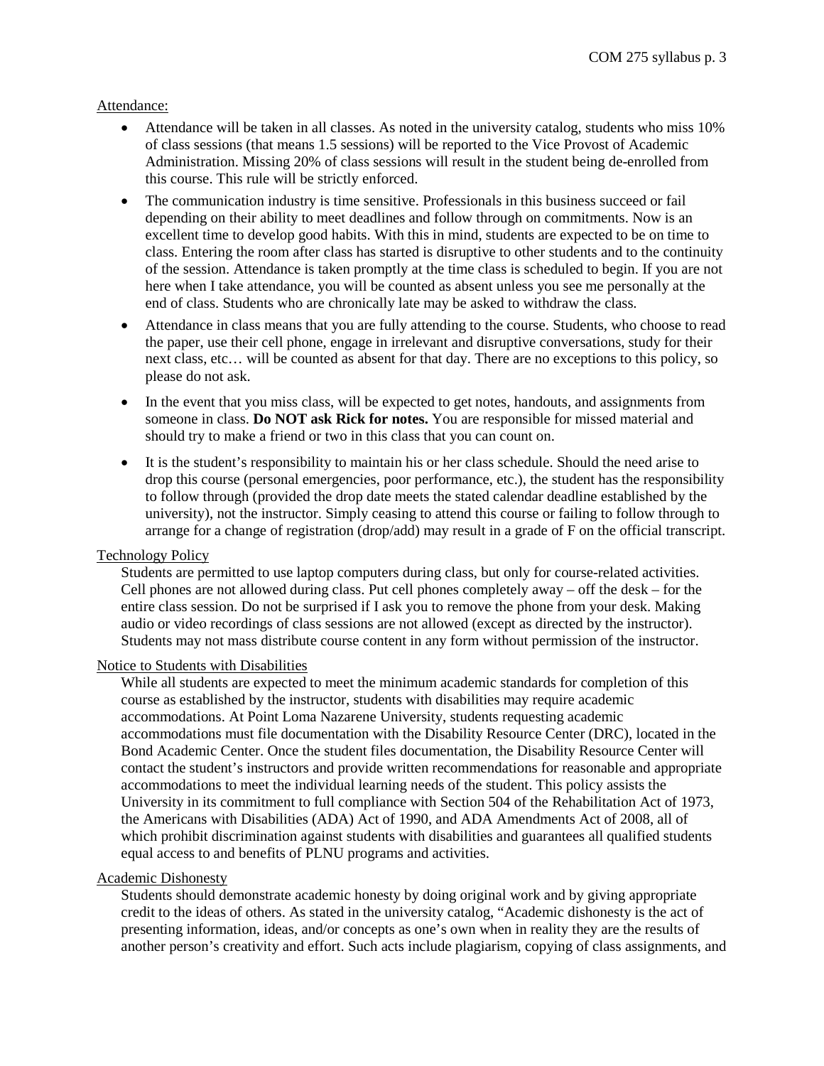Attendance:

- Attendance will be taken in all classes. As noted in the university catalog, students who miss 10% of class sessions (that means 1.5 sessions) will be reported to the Vice Provost of Academic Administration. Missing 20% of class sessions will result in the student being de-enrolled from this course. This rule will be strictly enforced.
- The communication industry is time sensitive. Professionals in this business succeed or fail depending on their ability to meet deadlines and follow through on commitments. Now is an excellent time to develop good habits. With this in mind, students are expected to be on time to class. Entering the room after class has started is disruptive to other students and to the continuity of the session. Attendance is taken promptly at the time class is scheduled to begin. If you are not here when I take attendance, you will be counted as absent unless you see me personally at the end of class. Students who are chronically late may be asked to withdraw the class.
- Attendance in class means that you are fully attending to the course. Students, who choose to read the paper, use their cell phone, engage in irrelevant and disruptive conversations, study for their next class, etc… will be counted as absent for that day. There are no exceptions to this policy, so please do not ask.
- In the event that you miss class, will be expected to get notes, handouts, and assignments from someone in class. **Do NOT ask Rick for notes.** You are responsible for missed material and should try to make a friend or two in this class that you can count on.
- It is the student's responsibility to maintain his or her class schedule. Should the need arise to drop this course (personal emergencies, poor performance, etc.), the student has the responsibility to follow through (provided the drop date meets the stated calendar deadline established by the university), not the instructor. Simply ceasing to attend this course or failing to follow through to arrange for a change of registration (drop/add) may result in a grade of F on the official transcript.

Technology Policy

Students are permitted to use laptop computers during class, but only for course-related activities. Cell phones are not allowed during class. Put cell phones completely away – off the desk – for the entire class session. Do not be surprised if I ask you to remove the phone from your desk. Making audio or video recordings of class sessions are not allowed (except as directed by the instructor). Students may not mass distribute course content in any form without permission of the instructor.

Notice to Students with Disabilities

While all students are expected to meet the minimum academic standards for completion of this course as established by the instructor, students with disabilities may require academic accommodations. At Point Loma Nazarene University, students requesting academic accommodations must file documentation with the Disability Resource Center (DRC), located in the Bond Academic Center. Once the student files documentation, the Disability Resource Center will contact the student's instructors and provide written recommendations for reasonable and appropriate accommodations to meet the individual learning needs of the student. This policy assists the University in its commitment to full compliance with Section 504 of the Rehabilitation Act of 1973, the Americans with Disabilities (ADA) Act of 1990, and ADA Amendments Act of 2008, all of which prohibit discrimination against students with disabilities and guarantees all qualified students equal access to and benefits of PLNU programs and activities.

Academic Dishonesty

Students should demonstrate academic honesty by doing original work and by giving appropriate credit to the ideas of others. As stated in the university catalog, "Academic dishonesty is the act of presenting information, ideas, and/or concepts as one's own when in reality they are the results of another person's creativity and effort. Such acts include plagiarism, copying of class assignments, and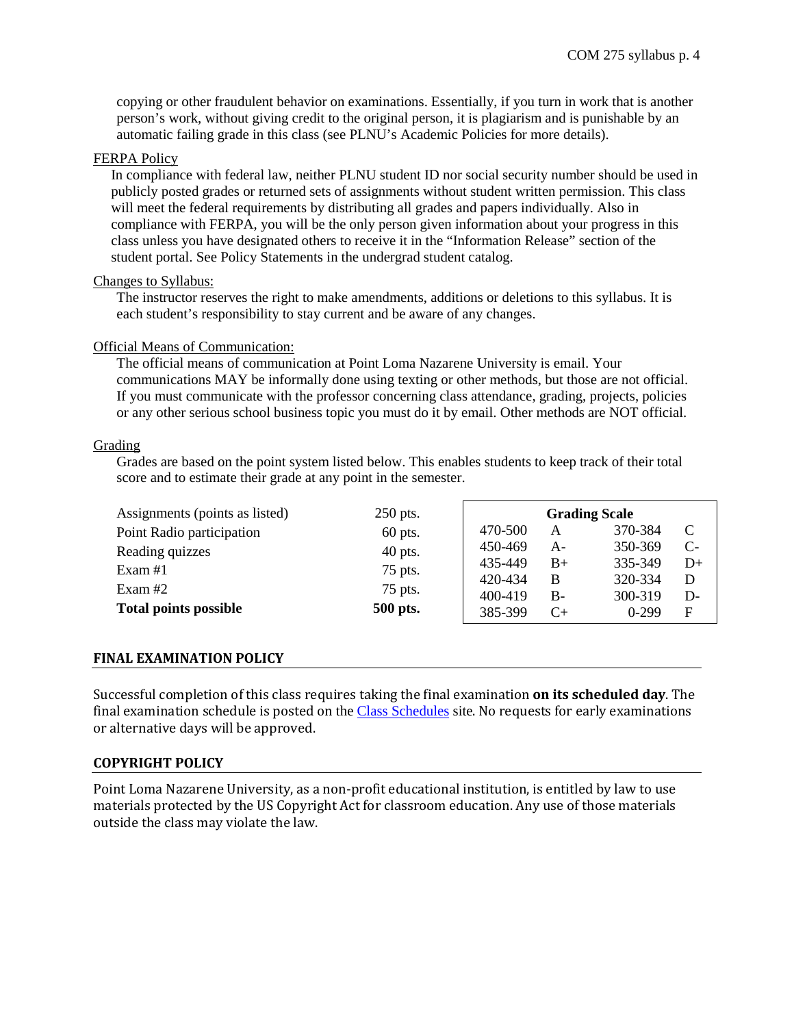copying or other fraudulent behavior on examinations. Essentially, if you turn in work that is another person's work, without giving credit to the original person, it is plagiarism and is punishable by an automatic failing grade in this class (see PLNU's Academic Policies for more details).

FERPA Policy

In compliance with federal law, neither PLNU student ID nor social security number should be used in publicly posted grades or returned sets of assignments without student written permission. This class will meet the federal requirements by distributing all grades and papers individually. Also in compliance with FERPA, you will be the only person given information about your progress in this class unless you have designated others to receive it in the "Information Release" section of the student portal. See Policy Statements in the undergrad student catalog.

Changes to Syllabus:

The instructor reserves the right to make amendments, additions or deletions to this syllabus. It is each student's responsibility to stay current and be aware of any changes.

Official Means of Communication:

The official means of communication at Point Loma Nazarene University is email. Your communications MAY be informally done using texting or other methods, but those are not official. If you must communicate with the professor concerning class attendance, grading, projects, policies or any other serious school business topic you must do it by email. Other methods are NOT official.

Grading

Grades are based on the point system listed below. This enables students to keep track of their total score and to estimate their grade at any point in the semester.

| Component | Points |
|---|---|
| Assignments (points as listed) | 250 pts. |
| Point Radio participation | 60 pts. |
| Reading quizzes | 40 pts. |
| Exam #1 | 75 pts. |
| Exam #2 | 75 pts. |
| **Total points possible** | **500 pts.** |

| **Grading Scale** | | | |
|---|---|---|---|
| 470-500 | A | 370-384 | C |
| 450-469 | A- | 350-369 | C- |
| 435-449 | B+ | 335-349 | D+ |
| 420-434 | B | 320-334 | D |
| 400-419 | B- | 300-319 | D- |
| 385-399 | C+ | 0-299 | F |

## FINAL EXAMINATION POLICY

Successful completion of this class requires taking the final examination **on its scheduled day**. The final examination schedule is posted on the Class Schedules site. No requests for early examinations or alternative days will be approved.

## COPYRIGHT POLICY

Point Loma Nazarene University, as a non-profit educational institution, is entitled by law to use materials protected by the US Copyright Act for classroom education. Any use of those materials outside the class may violate the law.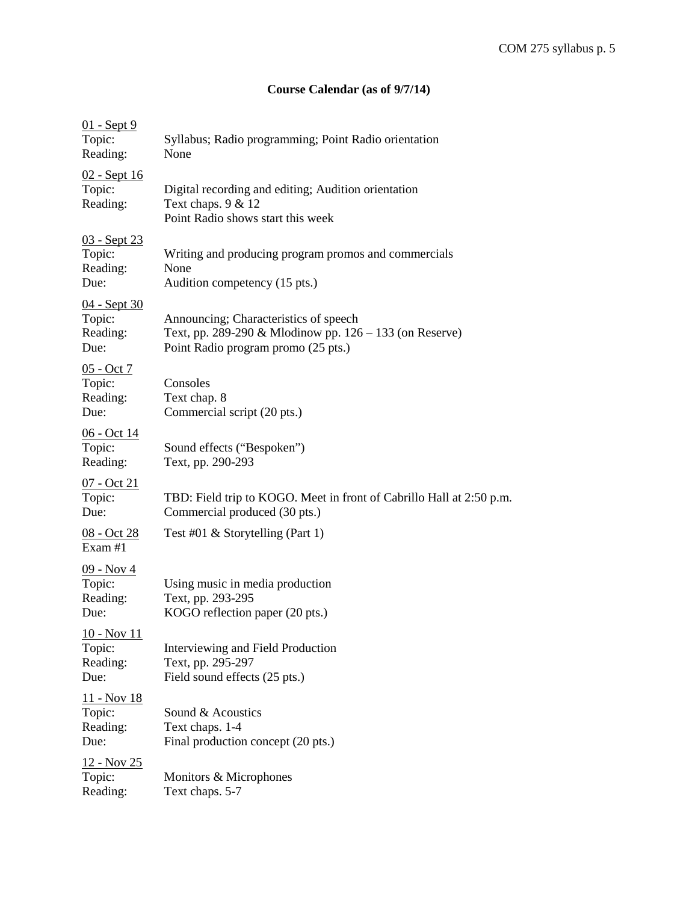## Course Calendar (as of 9/7/14)

01 - Sept 9
Topic: Syllabus; Radio programming; Point Radio orientation
Reading: None

02 - Sept 16
Topic: Digital recording and editing; Audition orientation
Reading: Text chaps. 9 & 12
Point Radio shows start this week

03 - Sept 23
Topic: Writing and producing program promos and commercials
Reading: None
Due: Audition competency (15 pts.)

04 - Sept 30
Topic: Announcing; Characteristics of speech
Reading: Text, pp. 289-290 & Mlodinow pp. 126 – 133 (on Reserve)
Due: Point Radio program promo (25 pts.)

05 - Oct 7
Topic: Consoles
Reading: Text chap. 8
Due: Commercial script (20 pts.)

06 - Oct 14
Topic: Sound effects ("Bespoken")
Reading: Text, pp. 290-293

07 - Oct 21
Topic: TBD: Field trip to KOGO. Meet in front of Cabrillo Hall at 2:50 p.m.
Due: Commercial produced (30 pts.)

08 - Oct 28
Exam #1: Test #01 & Storytelling (Part 1)

09 - Nov 4
Topic: Using music in media production
Reading: Text, pp. 293-295
Due: KOGO reflection paper (20 pts.)

10 - Nov 11
Topic: Interviewing and Field Production
Reading: Text, pp. 295-297
Due: Field sound effects (25 pts.)

11 - Nov 18
Topic: Sound & Acoustics
Reading: Text chaps. 1-4
Due: Final production concept (20 pts.)

12 - Nov 25
Topic: Monitors & Microphones
Reading: Text chaps. 5-7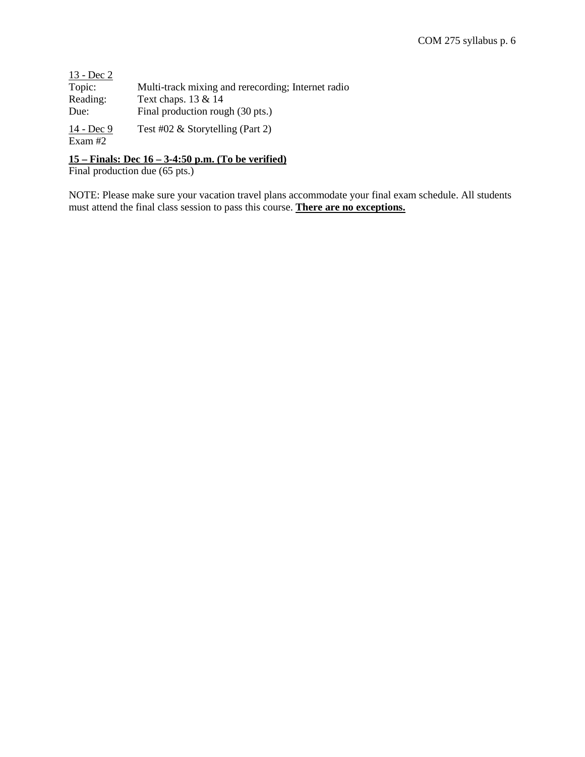<u>13 - Dec 2</u>

| | |
|---|---|
| Topic: | Multi-track mixing and rerecording; Internet radio |
| Reading: | Text chaps. 13 & 14 |
| Due: | Final production rough (30 pts.) |

<u>14 - Dec 9</u> Test #02 & Storytelling (Part 2)
Exam #2

**<u>15 – Finals: Dec 16 – 3-4:50 p.m. (To be verified)</u>**
Final production due (65 pts.)

NOTE: Please make sure your vacation travel plans accommodate your final exam schedule. All students must attend the final class session to pass this course. **<u>There are no exceptions.</u>**